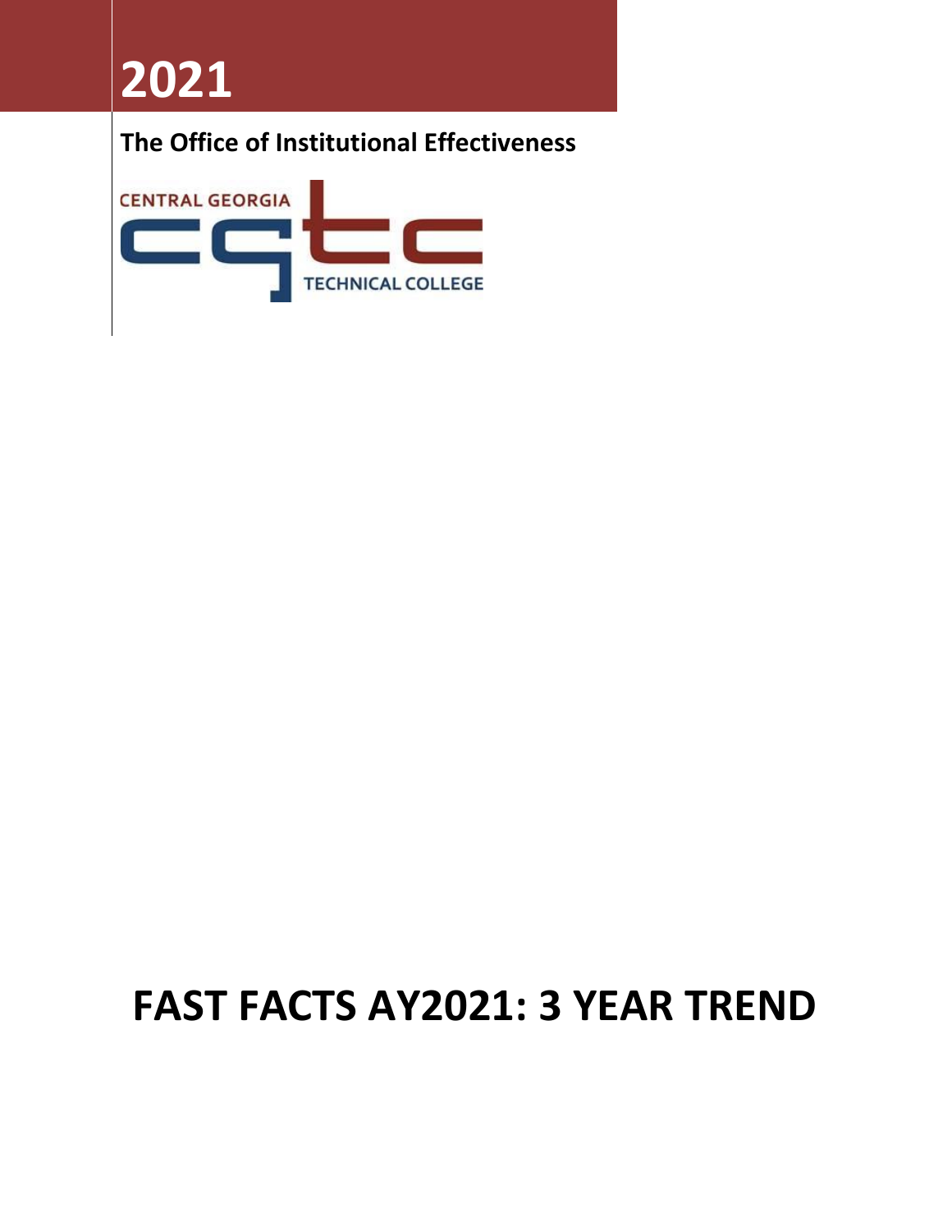# 2021

**The Office of Institutional Effectiveness**

CENTRAL GEORGIA TECHNICAL COLLEGE

# FAST FACTS AY2021: 3 YEAR TREND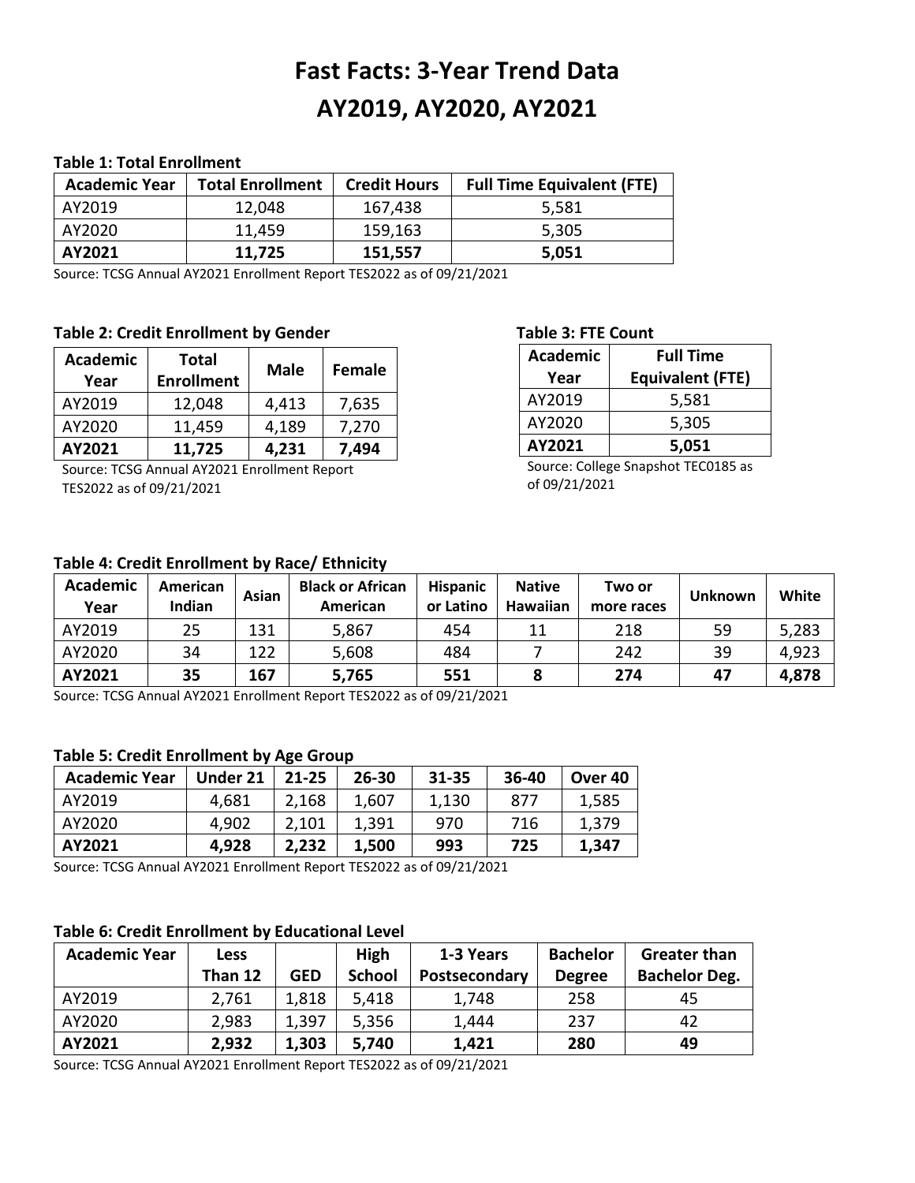# Fast Facts: 3-Year Trend Data
# AY2019, AY2020, AY2021

**Table 1: Total Enrollment**

| Academic Year | Total Enrollment | Credit Hours | Full Time Equivalent (FTE) |
|---|---|---|---|
| AY2019 | 12,048 | 167,438 | 5,581 |
| AY2020 | 11,459 | 159,163 | 5,305 |
| **AY2021** | **11,725** | **151,557** | **5,051** |

Source: TCSG Annual AY2021 Enrollment Report TES2022 as of 09/21/2021

**Table 2: Credit Enrollment by Gender**

| Academic Year | Total Enrollment | Male | Female |
|---|---|---|---|
| AY2019 | 12,048 | 4,413 | 7,635 |
| AY2020 | 11,459 | 4,189 | 7,270 |
| **AY2021** | **11,725** | **4,231** | **7,494** |

Source: TCSG Annual AY2021 Enrollment Report TES2022 as of 09/21/2021

**Table 3: FTE Count**

| Academic Year | Full Time Equivalent (FTE) |
|---|---|
| AY2019 | 5,581 |
| AY2020 | 5,305 |
| **AY2021** | **5,051** |

Source: College Snapshot TEC0185 as of 09/21/2021

**Table 4: Credit Enrollment by Race/ Ethnicity**

| Academic Year | American Indian | Asian | Black or African American | Hispanic or Latino | Native Hawaiian | Two or more races | Unknown | White |
|---|---|---|---|---|---|---|---|---|
| AY2019 | 25 | 131 | 5,867 | 454 | 11 | 218 | 59 | 5,283 |
| AY2020 | 34 | 122 | 5,608 | 484 | 7 | 242 | 39 | 4,923 |
| **AY2021** | **35** | **167** | **5,765** | **551** | **8** | **274** | **47** | **4,878** |

Source: TCSG Annual AY2021 Enrollment Report TES2022 as of 09/21/2021

**Table 5: Credit Enrollment by Age Group**

| Academic Year | Under 21 | 21-25 | 26-30 | 31-35 | 36-40 | Over 40 |
|---|---|---|---|---|---|---|
| AY2019 | 4,681 | 2,168 | 1,607 | 1,130 | 877 | 1,585 |
| AY2020 | 4,902 | 2,101 | 1,391 | 970 | 716 | 1,379 |
| **AY2021** | **4,928** | **2,232** | **1,500** | **993** | **725** | **1,347** |

Source: TCSG Annual AY2021 Enrollment Report TES2022 as of 09/21/2021

**Table 6: Credit Enrollment by Educational Level**

| Academic Year | Less Than 12 | GED | High School | 1-3 Years Postsecondary | Bachelor Degree | Greater than Bachelor Deg. |
|---|---|---|---|---|---|---|
| AY2019 | 2,761 | 1,818 | 5,418 | 1,748 | 258 | 45 |
| AY2020 | 2,983 | 1,397 | 5,356 | 1,444 | 237 | 42 |
| **AY2021** | **2,932** | **1,303** | **5,740** | **1,421** | **280** | **49** |

Source: TCSG Annual AY2021 Enrollment Report TES2022 as of 09/21/2021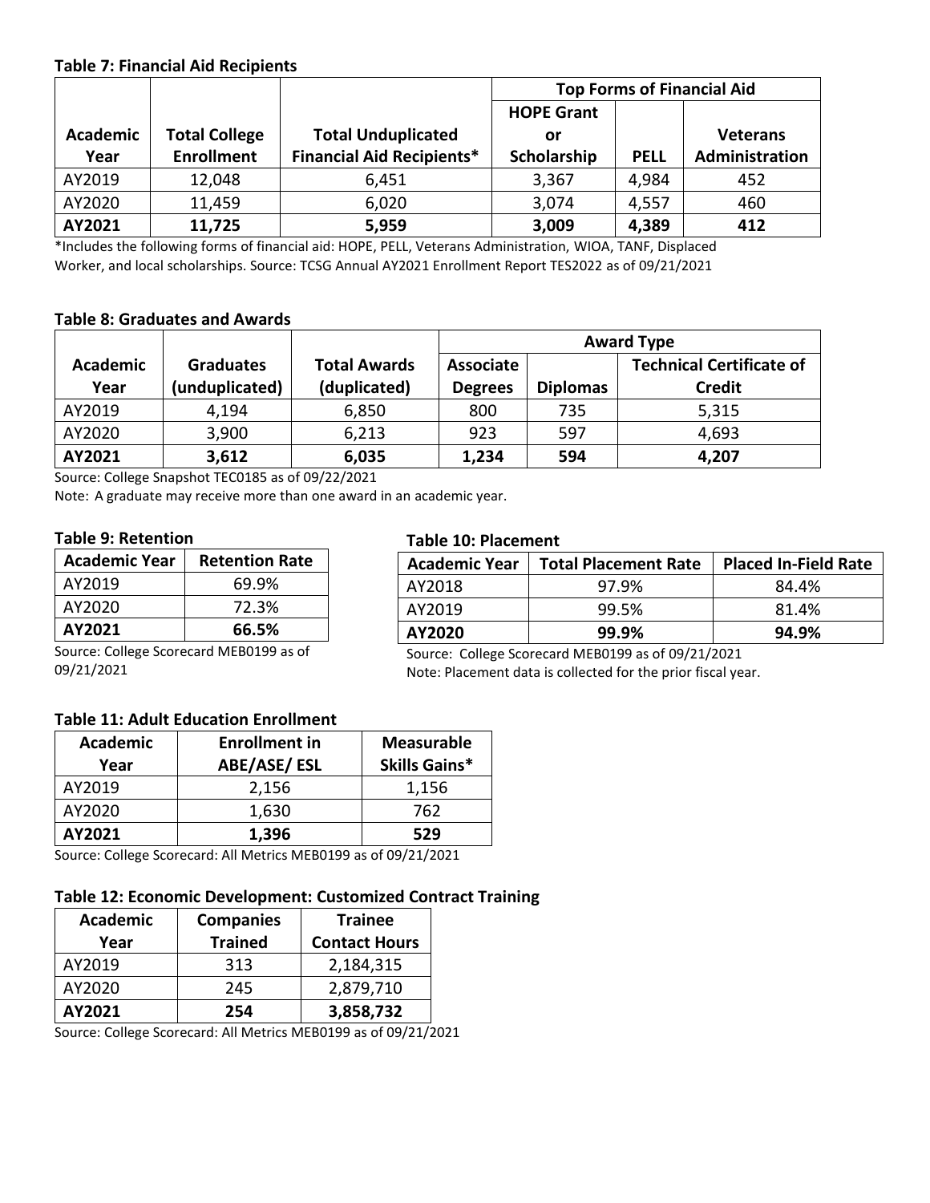**Table 7: Financial Aid Recipients**

| Academic Year | Total College Enrollment | Total Unduplicated Financial Aid Recipients* | Top Forms of Financial Aid | | |
|---|---|---|---|---|---|
| | | | HOPE Grant or Scholarship | PELL | Veterans Administration |
| AY2019 | 12,048 | 6,451 | 3,367 | 4,984 | 452 |
| AY2020 | 11,459 | 6,020 | 3,074 | 4,557 | 460 |
| **AY2021** | **11,725** | **5,959** | **3,009** | **4,389** | **412** |

*Includes the following forms of financial aid: HOPE, PELL, Veterans Administration, WIOA, TANF, Displaced Worker, and local scholarships. Source: TCSG Annual AY2021 Enrollment Report TES2022 as of 09/21/2021

**Table 8: Graduates and Awards**

| Academic Year | Graduates (unduplicated) | Total Awards (duplicated) | Award Type | | |
|---|---|---|---|---|---|
| | | | Associate Degrees | Diplomas | Technical Certificate of Credit |
| AY2019 | 4,194 | 6,850 | 800 | 735 | 5,315 |
| AY2020 | 3,900 | 6,213 | 923 | 597 | 4,693 |
| **AY2021** | **3,612** | **6,035** | **1,234** | **594** | **4,207** |

Source: College Snapshot TEC0185 as of 09/22/2021

Note: A graduate may receive more than one award in an academic year.

**Table 9: Retention**

| Academic Year | Retention Rate |
|---|---|
| AY2019 | 69.9% |
| AY2020 | 72.3% |
| **AY2021** | **66.5%** |

Source: College Scorecard MEB0199 as of 09/21/2021

**Table 10: Placement**

| Academic Year | Total Placement Rate | Placed In-Field Rate |
|---|---|---|
| AY2018 | 97.9% | 84.4% |
| AY2019 | 99.5% | 81.4% |
| **AY2020** | **99.9%** | **94.9%** |

Source: College Scorecard MEB0199 as of 09/21/2021

Note: Placement data is collected for the prior fiscal year.

**Table 11: Adult Education Enrollment**

| Academic Year | Enrollment in ABE/ASE/ ESL | Measurable Skills Gains* |
|---|---|---|
| AY2019 | 2,156 | 1,156 |
| AY2020 | 1,630 | 762 |
| **AY2021** | **1,396** | **529** |

Source: College Scorecard: All Metrics MEB0199 as of 09/21/2021

**Table 12: Economic Development: Customized Contract Training**

| Academic Year | Companies Trained | Trainee Contact Hours |
|---|---|---|
| AY2019 | 313 | 2,184,315 |
| AY2020 | 245 | 2,879,710 |
| **AY2021** | **254** | **3,858,732** |

Source: College Scorecard: All Metrics MEB0199 as of 09/21/2021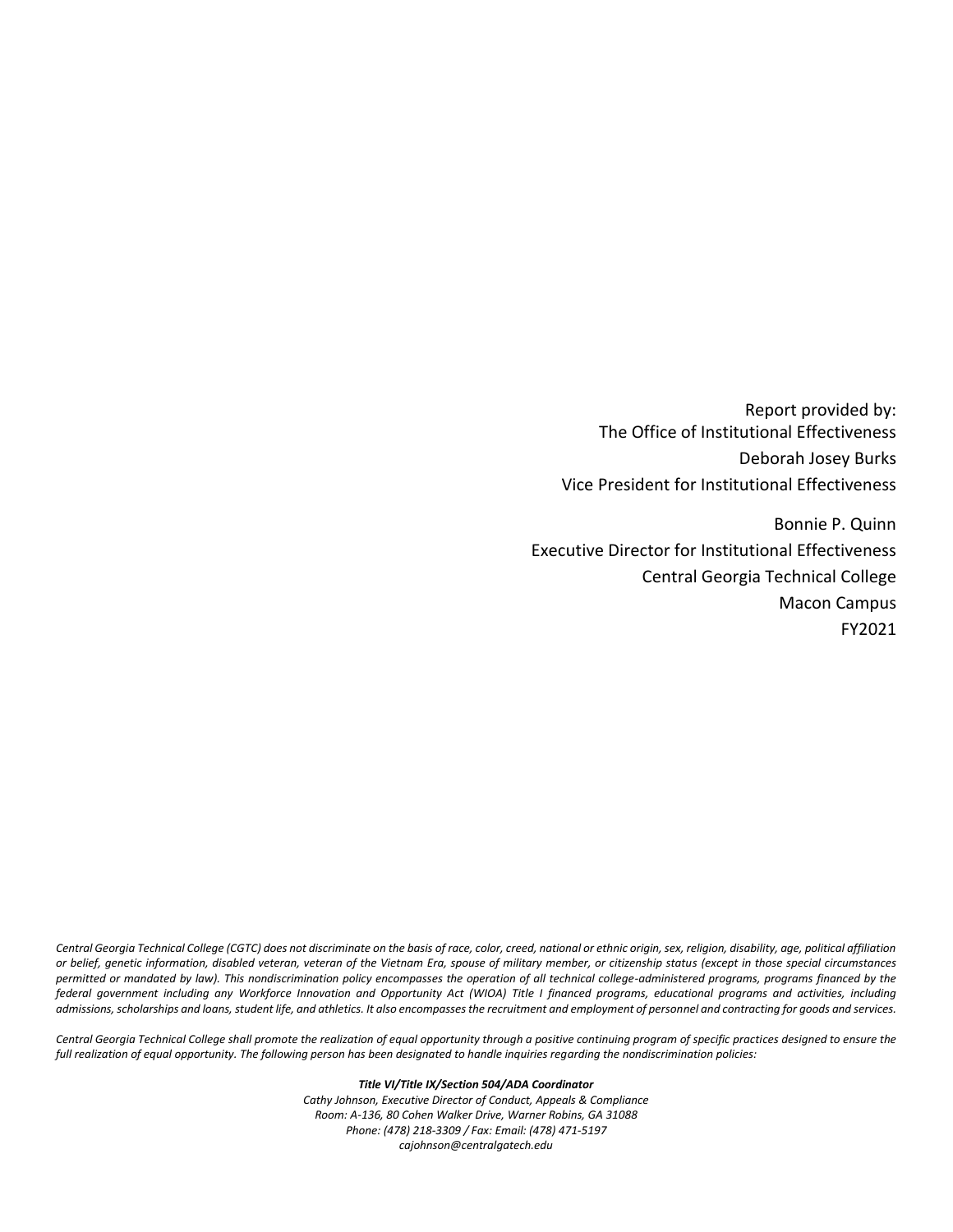Report provided by:
The Office of Institutional Effectiveness
Deborah Josey Burks
Vice President for Institutional Effectiveness

Bonnie P. Quinn
Executive Director for Institutional Effectiveness
Central Georgia Technical College
Macon Campus
FY2021

*Central Georgia Technical College (CGTC) does not discriminate on the basis of race, color, creed, national or ethnic origin, sex, religion, disability, age, political affiliation or belief, genetic information, disabled veteran, veteran of the Vietnam Era, spouse of military member, or citizenship status (except in those special circumstances permitted or mandated by law). This nondiscrimination policy encompasses the operation of all technical college-administered programs, programs financed by the federal government including any Workforce Innovation and Opportunity Act (WIOA) Title I financed programs, educational programs and activities, including admissions, scholarships and loans, student life, and athletics. It also encompasses the recruitment and employment of personnel and contracting for goods and services.*

*Central Georgia Technical College shall promote the realization of equal opportunity through a positive continuing program of specific practices designed to ensure the full realization of equal opportunity. The following person has been designated to handle inquiries regarding the nondiscrimination policies:*

***Title VI/Title IX/Section 504/ADA Coordinator***
*Cathy Johnson, Executive Director of Conduct, Appeals & Compliance*
*Room: A-136, 80 Cohen Walker Drive, Warner Robins, GA 31088*
*Phone: (478) 218-3309 / Fax: Email: (478) 471-5197*
*cajohnson@centralgatech.edu*